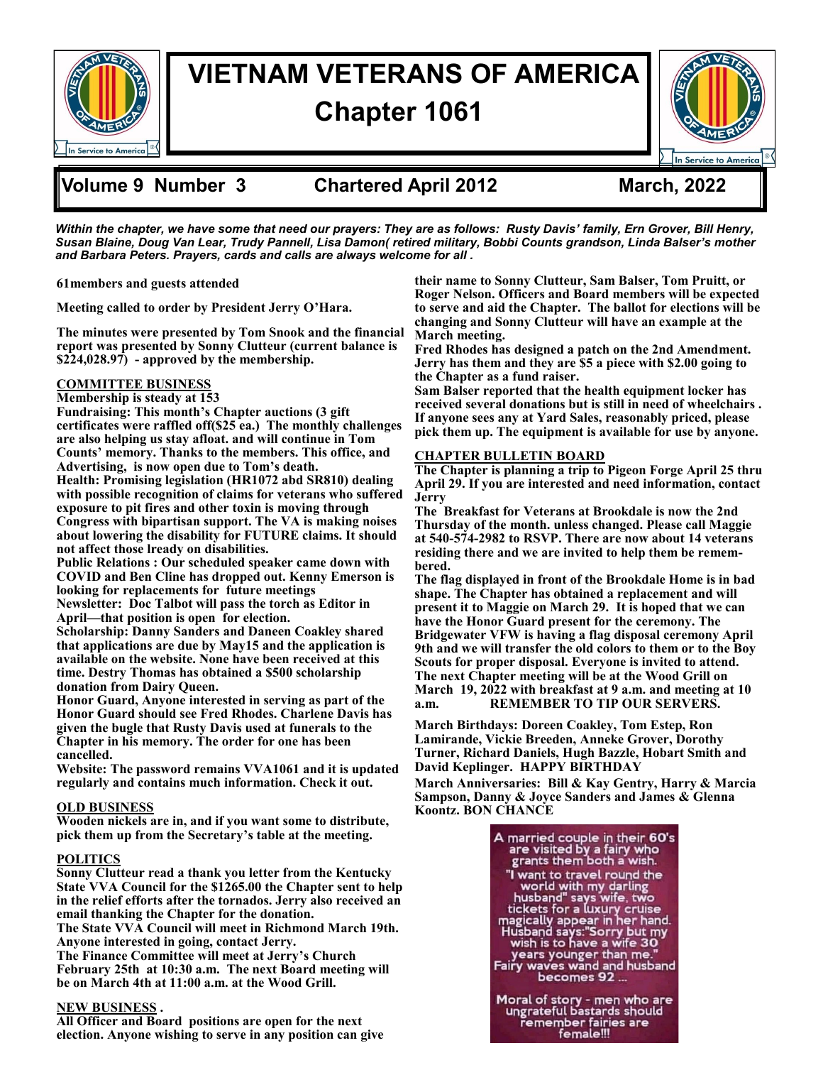# VIETNAM VETERANS OF AMERICA
# Chapter 1061

**Volume 9 Number 3 — Chartered April 2012 — March, 2022**

***Within the chapter, we have some that need our prayers: They are as follows: Rusty Davis' family, Ern Grover, Bill Henry, Susan Blaine, Doug Van Lear, Trudy Pannell, Lisa Damon( retired military, Bobbi Counts grandson, Linda Balser's mother and Barbara Peters. Prayers, cards and calls are always welcome for all .***

**61members and guests attended**

**Meeting called to order by President Jerry O'Hara.**

**The minutes were presented by Tom Snook and the financial report was presented by Sonny Clutteur (current balance is $224,028.97) - approved by the membership.**

## COMMITTEE BUSINESS

**Membership is steady at 153**

**Fundraising: This month's Chapter auctions (3 gift certificates were raffled off($25 ea.) The monthly challenges are also helping us stay afloat. and will continue in Tom Counts' memory. Thanks to the members. This office, and Advertising, is now open due to Tom's death.**

**Health: Promising legislation (HR1072 abd SR810) dealing with possible recognition of claims for veterans who suffered exposure to pit fires and other toxin is moving through Congress with bipartisan support. The VA is making noises about lowering the disability for FUTURE claims. It should not affect those lready on disabilities.**

**Public Relations : Our scheduled speaker came down with COVID and Ben Cline has dropped out. Kenny Emerson is looking for replacements for future meetings**

**Newsletter: Doc Talbot will pass the torch as Editor in April—that position is open for election.**

**Scholarship: Danny Sanders and Daneen Coakley shared that applications are due by May15 and the application is available on the website. None have been received at this time. Destry Thomas has obtained a $500 scholarship donation from Dairy Queen.**

**Honor Guard, Anyone interested in serving as part of the Honor Guard should see Fred Rhodes. Charlene Davis has given the bugle that Rusty Davis used at funerals to the Chapter in his memory. The order for one has been cancelled.**

**Website: The password remains VVA1061 and it is updated regularly and contains much information. Check it out.**

## OLD BUSINESS

**Wooden nickels are in, and if you want some to distribute, pick them up from the Secretary's table at the meeting.**

## POLITICS

**Sonny Clutteur read a thank you letter from the Kentucky State VVA Council for the $1265.00 the Chapter sent to help in the relief efforts after the tornados. Jerry also received an email thanking the Chapter for the donation.**

**The State VVA Council will meet in Richmond March 19th. Anyone interested in going, contact Jerry.**

**The Finance Committee will meet at Jerry's Church February 25th at 10:30 a.m. The next Board meeting will be on March 4th at 11:00 a.m. at the Wood Grill.**

## NEW BUSINESS .

**All Officer and Board positions are open for the next election. Anyone wishing to serve in any position can give their name to Sonny Clutteur, Sam Balser, Tom Pruitt, or Roger Nelson. Officers and Board members will be expected to serve and aid the Chapter. The ballot for elections will be changing and Sonny Clutteur will have an example at the March meeting.**

**Fred Rhodes has designed a patch on the 2nd Amendment. Jerry has them and they are $5 a piece with $2.00 going to the Chapter as a fund raiser.**

**Sam Balser reported that the health equipment locker has received several donations but is still in need of wheelchairs . If anyone sees any at Yard Sales, reasonably priced, please pick them up. The equipment is available for use by anyone.**

## CHAPTER BULLETIN BOARD

**The Chapter is planning a trip to Pigeon Forge April 25 thru April 29. If you are interested and need information, contact Jerry**

**The Breakfast for Veterans at Brookdale is now the 2nd Thursday of the month. unless changed. Please call Maggie at 540-574-2982 to RSVP. There are now about 14 veterans residing there and we are invited to help them be remembered.**

**The flag displayed in front of the Brookdale Home is in bad shape. The Chapter has obtained a replacement and will present it to Maggie on March 29. It is hoped that we can have the Honor Guard present for the ceremony. The Bridgewater VFW is having a flag disposal ceremony April 9th and we will transfer the old colors to them or to the Boy Scouts for proper disposal. Everyone is invited to attend.**

**The next Chapter meeting will be at the Wood Grill on March 19, 2022 with breakfast at 9 a.m. and meeting at 10 a.m. REMEMBER TO TIP OUR SERVERS.**

**March Birthdays: Doreen Coakley, Tom Estep, Ron Lamirande, Vickie Breeden, Anneke Grover, Dorothy Turner, Richard Daniels, Hugh Bazzle, Hobart Smith and David Keplinger. HAPPY BIRTHDAY**

**March Anniversaries: Bill & Kay Gentry, Harry & Marcia Sampson, Danny & Joyce Sanders and James & Glenna Koontz. BON CHANCE**

A married couple in their 60's are visited by a fairy who grants them both a wish. "I want to travel round the world with my darling husband" says wife, two tickets for a luxury cruise magically appear in her hand. Husband says:"Sorry but my wish is to have a wife 30 years younger than me." Fairy waves wand and husband becomes 92 ...

Moral of story - men who are ungrateful bastards should remember fairies are female!!!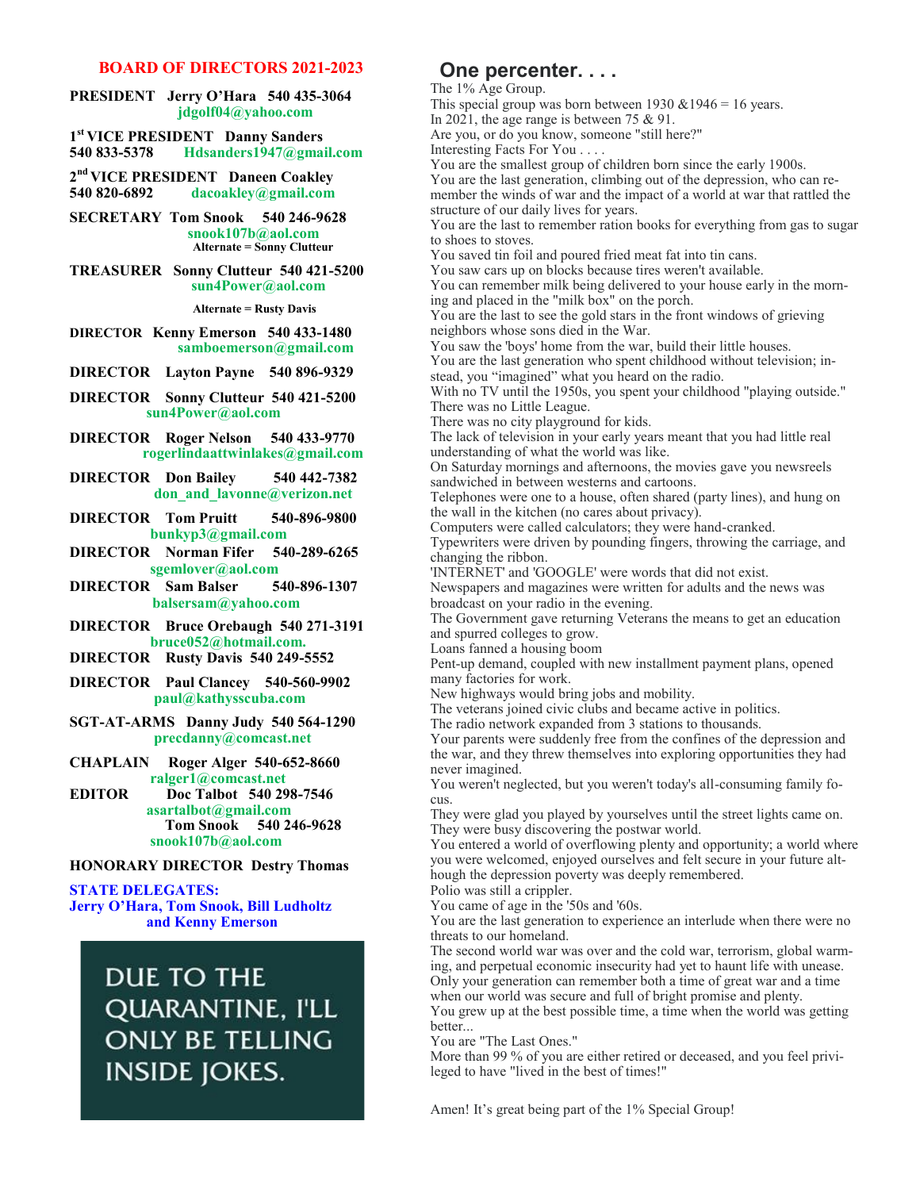## BOARD OF DIRECTORS 2021-2023

**PRESIDENT** Jerry O'Hara 540 435-3064
jdgolf04@yahoo.com

**1st VICE PRESIDENT** Danny Sanders
540 833-5378 Hdsanders1947@gmail.com

**2nd VICE PRESIDENT** Daneen Coakley
540 820-6892 dacoakley@gmail.com

**SECRETARY** Tom Snook 540 246-9628
snook107b@aol.com
Alternate = Sonny Clutteur

**TREASURER** Sonny Clutteur 540 421-5200
sun4Power@aol.com
Alternate = Rusty Davis

**DIRECTOR** Kenny Emerson 540 433-1480
samboemerson@gmail.com

**DIRECTOR** Layton Payne 540 896-9329

**DIRECTOR** Sonny Clutteur 540 421-5200
sun4Power@aol.com

**DIRECTOR** Roger Nelson 540 433-9770
rogerlindaattwinlakes@gmail.com

**DIRECTOR** Don Bailey 540 442-7382
don_and_lavonne@verizon.net

**DIRECTOR** Tom Pruitt 540-896-9800
bunkyp3@gmail.com

**DIRECTOR** Norman Fifer 540-289-6265
sgemlover@aol.com

**DIRECTOR** Sam Balser 540-896-1307
balsersam@yahoo.com

**DIRECTOR** Bruce Orebaugh 540 271-3191
bruce052@hotmail.com.

**DIRECTOR** Rusty Davis 540 249-5552

**DIRECTOR** Paul Clancey 540-560-9902
paul@kathysscuba.com

**SGT-AT-ARMS** Danny Judy 540 564-1290
precdanny@comcast.net

**CHAPLAIN** Roger Alger 540-652-8660
ralger1@comcast.net

**EDITOR** Doc Talbot 540 298-7546
asartalbot@gmail.com
Tom Snook 540 246-9628
snook107b@aol.com

**HONORARY DIRECTOR** Destry Thomas

**STATE DELEGATES:**
Jerry O'Hara, Tom Snook, Bill Ludholtz and Kenny Emerson

DUE TO THE QUARANTINE, I'LL ONLY BE TELLING INSIDE JOKES.

## One percenter. . . .

The 1% Age Group.
This special group was born between 1930 &1946 = 16 years.
In 2021, the age range is between 75 & 91.
Are you, or do you know, someone "still here?"
Interesting Facts For You . . . .
You are the smallest group of children born since the early 1900s.
You are the last generation, climbing out of the depression, who can remember the winds of war and the impact of a world at war that rattled the structure of our daily lives for years.
You are the last to remember ration books for everything from gas to sugar to shoes to stoves.
You saved tin foil and poured fried meat fat into tin cans.
You saw cars up on blocks because tires weren't available.
You can remember milk being delivered to your house early in the morning and placed in the "milk box" on the porch.
You are the last to see the gold stars in the front windows of grieving neighbors whose sons died in the War.
You saw the 'boys' home from the war, build their little houses.
You are the last generation who spent childhood without television; instead, you "imagined" what you heard on the radio.
With no TV until the 1950s, you spent your childhood "playing outside."
There was no Little League.
There was no city playground for kids.
The lack of television in your early years meant that you had little real understanding of what the world was like.
On Saturday mornings and afternoons, the movies gave you newsreels sandwiched in between westerns and cartoons.
Telephones were one to a house, often shared (party lines), and hung on the wall in the kitchen (no cares about privacy).
Computers were called calculators; they were hand-cranked.
Typewriters were driven by pounding fingers, throwing the carriage, and changing the ribbon.
'INTERNET' and 'GOOGLE' were words that did not exist.
Newspapers and magazines were written for adults and the news was broadcast on your radio in the evening.
The Government gave returning Veterans the means to get an education and spurred colleges to grow.
Loans fanned a housing boom
Pent-up demand, coupled with new installment payment plans, opened many factories for work.
New highways would bring jobs and mobility.
The veterans joined civic clubs and became active in politics.
The radio network expanded from 3 stations to thousands.
Your parents were suddenly free from the confines of the depression and the war, and they threw themselves into exploring opportunities they had never imagined.
You weren't neglected, but you weren't today's all-consuming family focus.
They were glad you played by yourselves until the street lights came on.
They were busy discovering the postwar world.
You entered a world of overflowing plenty and opportunity; a world where you were welcomed, enjoyed ourselves and felt secure in your future although the depression poverty was deeply remembered.
Polio was still a crippler.
You came of age in the '50s and '60s.
You are the last generation to experience an interlude when there were no threats to our homeland.
The second world war was over and the cold war, terrorism, global warming, and perpetual economic insecurity had yet to haunt life with unease.
Only your generation can remember both a time of great war and a time when our world was secure and full of bright promise and plenty.
You grew up at the best possible time, a time when the world was getting better...
You are "The Last Ones."
More than 99 % of you are either retired or deceased, and you feel privileged to have "lived in the best of times!"

Amen! It's great being part of the 1% Special Group!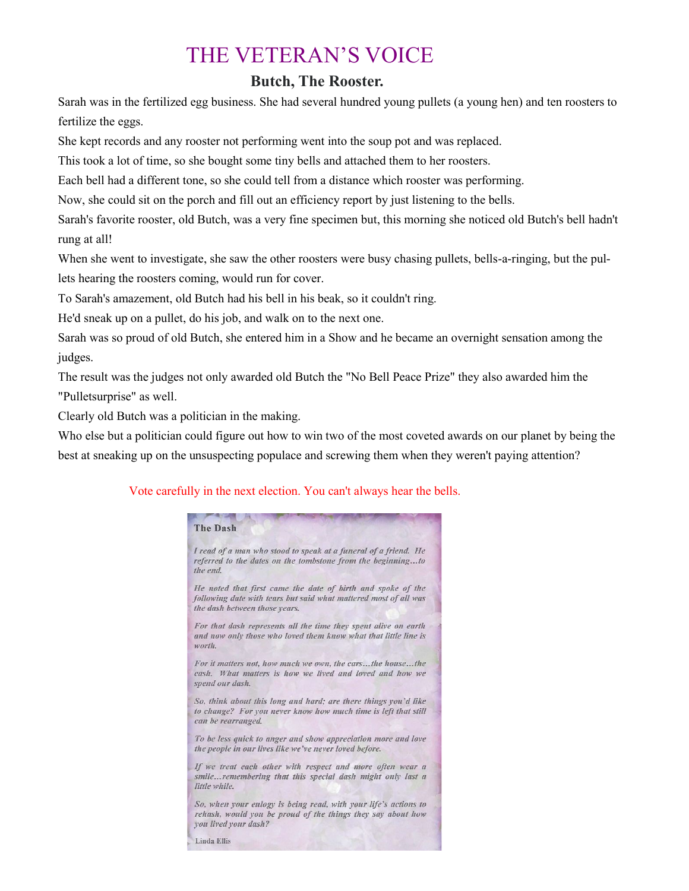# THE VETERAN'S VOICE

## Butch, The Rooster.

Sarah was in the fertilized egg business. She had several hundred young pullets (a young hen) and ten roosters to fertilize the eggs.

She kept records and any rooster not performing went into the soup pot and was replaced.

This took a lot of time, so she bought some tiny bells and attached them to her roosters.

Each bell had a different tone, so she could tell from a distance which rooster was performing.

Now, she could sit on the porch and fill out an efficiency report by just listening to the bells.

Sarah's favorite rooster, old Butch, was a very fine specimen but, this morning she noticed old Butch's bell hadn't rung at all!

When she went to investigate, she saw the other roosters were busy chasing pullets, bells-a-ringing, but the pullets hearing the roosters coming, would run for cover.

To Sarah's amazement, old Butch had his bell in his beak, so it couldn't ring.

He'd sneak up on a pullet, do his job, and walk on to the next one.

Sarah was so proud of old Butch, she entered him in a Show and he became an overnight sensation among the judges.

The result was the judges not only awarded old Butch the "No Bell Peace Prize" they also awarded him the "Pulletsurprise" as well.

Clearly old Butch was a politician in the making.

Who else but a politician could figure out how to win two of the most coveted awards on our planet by being the best at sneaking up on the unsuspecting populace and screwing them when they weren't paying attention?

Vote carefully in the next election. You can't always hear the bells.

**The Dash**

*I read of a man who stood to speak at a funeral of a friend. He referred to the dates on the tombstone from the beginning…to the end.*

*He noted that first came the date of birth and spoke of the following date with tears but said what mattered most of all was the dash between those years.*

*For that dash represents all the time they spent alive on earth and now only those who loved them know what that little line is worth.*

*For it matters not, how much we own, the cars…the house…the cash. What matters is how we lived and loved and how we spend our dash.*

*So, think about this long and hard; are there things you'd like to change? For you never know how much time is left that still can be rearranged.*

*To be less quick to anger and show appreciation more and love the people in our lives like we've never loved before.*

*If we treat each other with respect and more often wear a smile…remembering that this special dash might only last a little while.*

*So, when your eulogy is being read, with your life's actions to rehash, would you be proud of the things they say about how you lived your dash?*

Linda Ellis